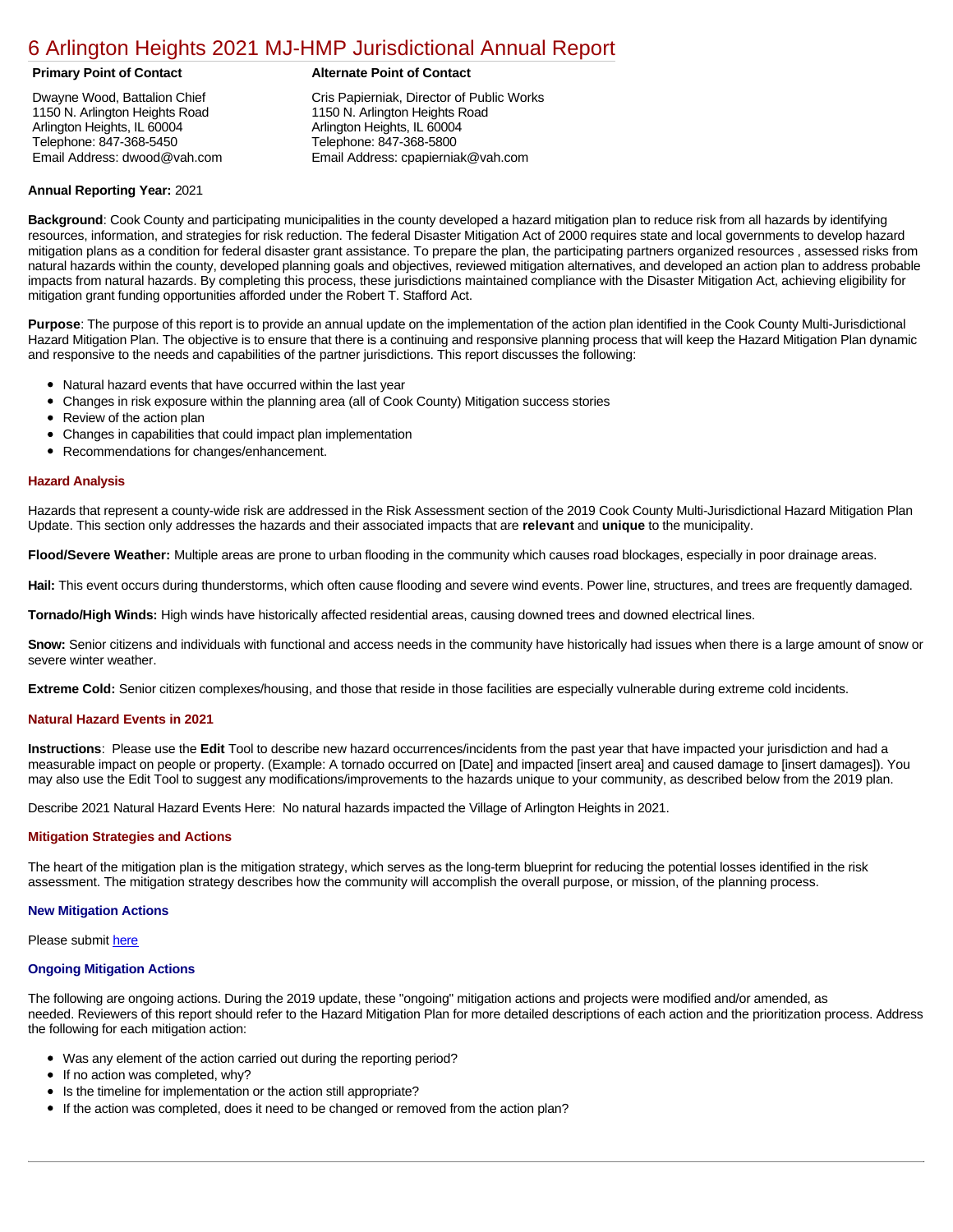# 6 Arlington Heights 2021 MJ-HMP Jurisdictional Annual Report

**Primary Point of Contact**

Dwayne Wood, Battalion Chief
1150 N. Arlington Heights Road
Arlington Heights, IL 60004
Telephone: 847-368-5450
Email Address: dwood@vah.com

**Alternate Point of Contact**

Cris Papierniak, Director of Public Works
1150 N. Arlington Heights Road
Arlington Heights, IL 60004
Telephone: 847-368-5800
Email Address: cpapierniak@vah.com

**Annual Reporting Year:** 2021

**Background**: Cook County and participating municipalities in the county developed a hazard mitigation plan to reduce risk from all hazards by identifying resources, information, and strategies for risk reduction. The federal Disaster Mitigation Act of 2000 requires state and local governments to develop hazard mitigation plans as a condition for federal disaster grant assistance. To prepare the plan, the participating partners organized resources , assessed risks from natural hazards within the county, developed planning goals and objectives, reviewed mitigation alternatives, and developed an action plan to address probable impacts from natural hazards. By completing this process, these jurisdictions maintained compliance with the Disaster Mitigation Act, achieving eligibility for mitigation grant funding opportunities afforded under the Robert T. Stafford Act.

**Purpose**: The purpose of this report is to provide an annual update on the implementation of the action plan identified in the Cook County Multi-Jurisdictional Hazard Mitigation Plan. The objective is to ensure that there is a continuing and responsive planning process that will keep the Hazard Mitigation Plan dynamic and responsive to the needs and capabilities of the partner jurisdictions. This report discusses the following:

- Natural hazard events that have occurred within the last year
- Changes in risk exposure within the planning area (all of Cook County) Mitigation success stories
- Review of the action plan
- Changes in capabilities that could impact plan implementation
- Recommendations for changes/enhancement.

## Hazard Analysis

Hazards that represent a county-wide risk are addressed in the Risk Assessment section of the 2019 Cook County Multi-Jurisdictional Hazard Mitigation Plan Update. This section only addresses the hazards and their associated impacts that are **relevant** and **unique** to the municipality.

**Flood/Severe Weather:** Multiple areas are prone to urban flooding in the community which causes road blockages, especially in poor drainage areas.

**Hail:** This event occurs during thunderstorms, which often cause flooding and severe wind events. Power line, structures, and trees are frequently damaged.

**Tornado/High Winds:** High winds have historically affected residential areas, causing downed trees and downed electrical lines.

**Snow:** Senior citizens and individuals with functional and access needs in the community have historically had issues when there is a large amount of snow or severe winter weather.

**Extreme Cold:** Senior citizen complexes/housing, and those that reside in those facilities are especially vulnerable during extreme cold incidents.

## Natural Hazard Events in 2021

**Instructions**: Please use the **Edit** Tool to describe new hazard occurrences/incidents from the past year that have impacted your jurisdiction and had a measurable impact on people or property. (Example: A tornado occurred on [Date] and impacted [insert area] and caused damage to [insert damages]). You may also use the Edit Tool to suggest any modifications/improvements to the hazards unique to your community, as described below from the 2019 plan.

Describe 2021 Natural Hazard Events Here: No natural hazards impacted the Village of Arlington Heights in 2021.

## Mitigation Strategies and Actions

The heart of the mitigation plan is the mitigation strategy, which serves as the long-term blueprint for reducing the potential losses identified in the risk assessment. The mitigation strategy describes how the community will accomplish the overall purpose, or mission, of the planning process.

### New Mitigation Actions

Please submit here

### Ongoing Mitigation Actions

The following are ongoing actions. During the 2019 update, these "ongoing" mitigation actions and projects were modified and/or amended, as needed. Reviewers of this report should refer to the Hazard Mitigation Plan for more detailed descriptions of each action and the prioritization process. Address the following for each mitigation action:

- Was any element of the action carried out during the reporting period?
- If no action was completed, why?
- Is the timeline for implementation or the action still appropriate?
- If the action was completed, does it need to be changed or removed from the action plan?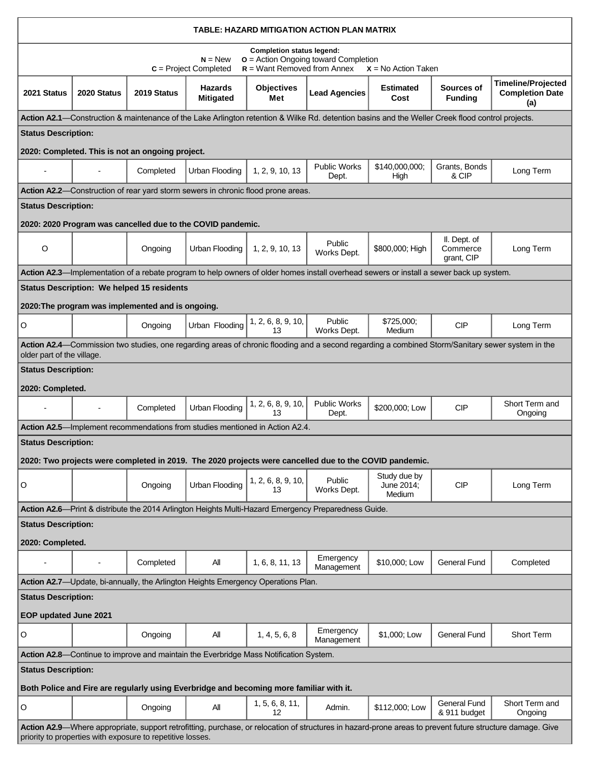**TABLE: HAZARD MITIGATION ACTION PLAN MATRIX**

**Completion status legend:**
**N** = New **O** = Action Ongoing toward Completion
**C** = Project Completed **R** = Want Removed from Annex **X** = No Action Taken

| 2021 Status | 2020 Status | 2019 Status | Hazards Mitigated | Objectives Met | Lead Agencies | Estimated Cost | Sources of Funding | Timeline/Projected Completion Date (a) |
|---|---|---|---|---|---|---|---|---|
| **Action A2.1**—Construction & maintenance of the Lake Arlington retention & Wilke Rd. detention basins and the Weller Creek flood control projects. | | | | | | | | |
| **Status Description:** **2020: Completed. This is not an ongoing project.** | | | | | | | | |
| - | - | Completed | Urban Flooding | 1, 2, 9, 10, 13 | Public Works Dept. | $140,000,000; High | Grants, Bonds & CIP | Long Term |
| **Action A2.2**—Construction of rear yard storm sewers in chronic flood prone areas. | | | | | | | | |
| **Status Description:** **2020: 2020 Program was cancelled due to the COVID pandemic.** | | | | | | | | |
| O | | Ongoing | Urban Flooding | 1, 2, 9, 10, 13 | Public Works Dept. | $800,000; High | Il. Dept. of Commerce grant, CIP | Long Term |
| **Action A2.3**—Implementation of a rebate program to help owners of older homes install overhead sewers or install a sewer back up system. | | | | | | | | |
| **Status Description: We helped 15 residents** **2020:The program was implemented and is ongoing.** | | | | | | | | |
| O | | Ongoing | Urban Flooding | 1, 2, 6, 8, 9, 10, 13 | Public Works Dept. | $725,000; Medium | CIP | Long Term |
| **Action A2.4**—Commission two studies, one regarding areas of chronic flooding and a second regarding a combined Storm/Sanitary sewer system in the older part of the village. | | | | | | | | |
| **Status Description:** **2020: Completed.** | | | | | | | | |
| - | - | Completed | Urban Flooding | 1, 2, 6, 8, 9, 10, 13 | Public Works Dept. | $200,000; Low | CIP | Short Term and Ongoing |
| **Action A2.5**—Implement recommendations from studies mentioned in Action A2.4. | | | | | | | | |
| **Status Description:** **2020: Two projects were completed in 2019. The 2020 projects were cancelled due to the COVID pandemic.** | | | | | | | | |
| O | | Ongoing | Urban Flooding | 1, 2, 6, 8, 9, 10, 13 | Public Works Dept. | Study due by June 2014; Medium | CIP | Long Term |
| **Action A2.6**—Print & distribute the 2014 Arlington Heights Multi-Hazard Emergency Preparedness Guide. | | | | | | | | |
| **Status Description:** **2020: Completed.** | | | | | | | | |
| - | - | Completed | All | 1, 6, 8, 11, 13 | Emergency Management | $10,000; Low | General Fund | Completed |
| **Action A2.7**—Update, bi-annually, the Arlington Heights Emergency Operations Plan. | | | | | | | | |
| **Status Description:** **EOP updated June 2021** | | | | | | | | |
| O | | Ongoing | All | 1, 4, 5, 6, 8 | Emergency Management | $1,000; Low | General Fund | Short Term |
| **Action A2.8**—Continue to improve and maintain the Everbridge Mass Notification System. | | | | | | | | |
| **Status Description:** **Both Police and Fire are regularly using Everbridge and becoming more familiar with it.** | | | | | | | | |
| O | | Ongoing | All | 1, 5, 6, 8, 11, 12 | Admin. | $112,000; Low | General Fund & 911 budget | Short Term and Ongoing |
| **Action A2.9**—Where appropriate, support retrofitting, purchase, or relocation of structures in hazard-prone areas to prevent future structure damage. Give priority to properties with exposure to repetitive losses. | | | | | | | | |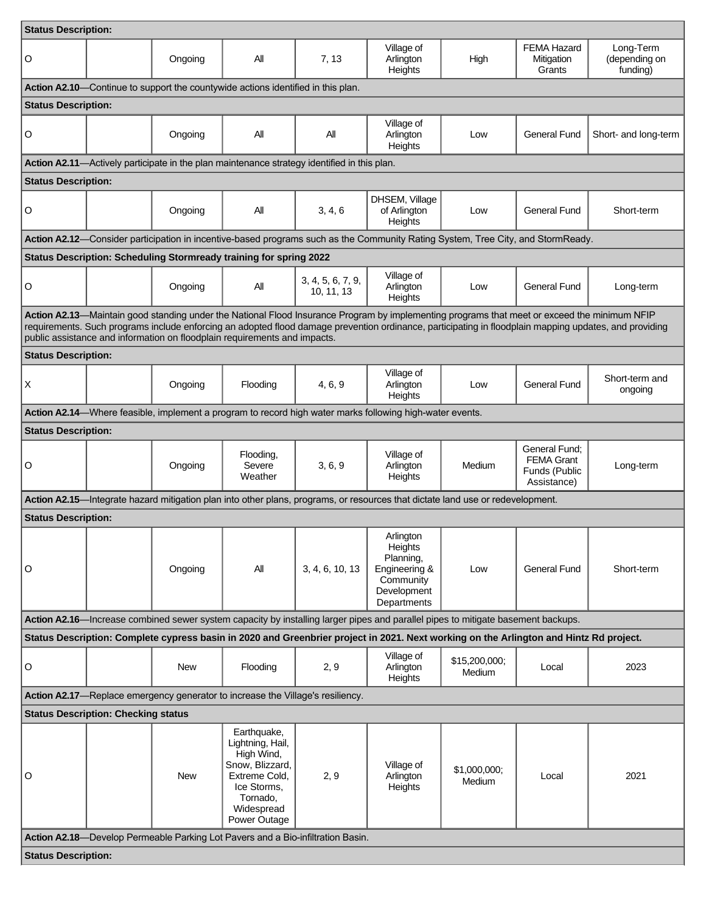| | | | | | | | | |
|---|---|---|---|---|---|---|---|---|
| **Status Description:** | | | | | | | | |
| O | | Ongoing | All | 7, 13 | Village of Arlington Heights | High | FEMA Hazard Mitigation Grants | Long-Term (depending on funding) |
| **Action A2.10**—Continue to support the countywide actions identified in this plan. | | | | | | | | |
| **Status Description:** | | | | | | | | |
| O | | Ongoing | All | All | Village of Arlington Heights | Low | General Fund | Short- and long-term |
| **Action A2.11**—Actively participate in the plan maintenance strategy identified in this plan. | | | | | | | | |
| **Status Description:** | | | | | | | | |
| O | | Ongoing | All | 3, 4, 6 | DHSEM, Village of Arlington Heights | Low | General Fund | Short-term |
| **Action A2.12**—Consider participation in incentive-based programs such as the Community Rating System, Tree City, and StormReady. | | | | | | | | |
| **Status Description: Scheduling Stormready training for spring 2022** | | | | | | | | |
| O | | Ongoing | All | 3, 4, 5, 6, 7, 9, 10, 11, 13 | Village of Arlington Heights | Low | General Fund | Long-term |
| **Action A2.13**—Maintain good standing under the National Flood Insurance Program by implementing programs that meet or exceed the minimum NFIP requirements. Such programs include enforcing an adopted flood damage prevention ordinance, participating in floodplain mapping updates, and providing public assistance and information on floodplain requirements and impacts. | | | | | | | | |
| **Status Description:** | | | | | | | | |
| X | | Ongoing | Flooding | 4, 6, 9 | Village of Arlington Heights | Low | General Fund | Short-term and ongoing |
| **Action A2.14**—Where feasible, implement a program to record high water marks following high-water events. | | | | | | | | |
| **Status Description:** | | | | | | | | |
| O | | Ongoing | Flooding, Severe Weather | 3, 6, 9 | Village of Arlington Heights | Medium | General Fund; FEMA Grant Funds (Public Assistance) | Long-term |
| **Action A2.15**—Integrate hazard mitigation plan into other plans, programs, or resources that dictate land use or redevelopment. | | | | | | | | |
| **Status Description:** | | | | | | | | |
| O | | Ongoing | All | 3, 4, 6, 10, 13 | Arlington Heights Planning, Engineering & Community Development Departments | Low | General Fund | Short-term |
| **Action A2.16**—Increase combined sewer system capacity by installing larger pipes and parallel pipes to mitigate basement backups. | | | | | | | | |
| **Status Description: Complete cypress basin in 2020 and Greenbrier project in 2021. Next working on the Arlington and Hintz Rd project.** | | | | | | | | |
| O | | New | Flooding | 2, 9 | Village of Arlington Heights | $15,200,000; Medium | Local | 2023 |
| **Action A2.17**—Replace emergency generator to increase the Village's resiliency. | | | | | | | | |
| **Status Description: Checking status** | | | | | | | | |
| O | | New | Earthquake, Lightning, Hail, High Wind, Snow, Blizzard, Extreme Cold, Ice Storms, Tornado, Widespread Power Outage | 2, 9 | Village of Arlington Heights | $1,000,000; Medium | Local | 2021 |
| **Action A2.18**—Develop Permeable Parking Lot Pavers and a Bio-infiltration Basin. | | | | | | | | |
| **Status Description:** | | | | | | | | |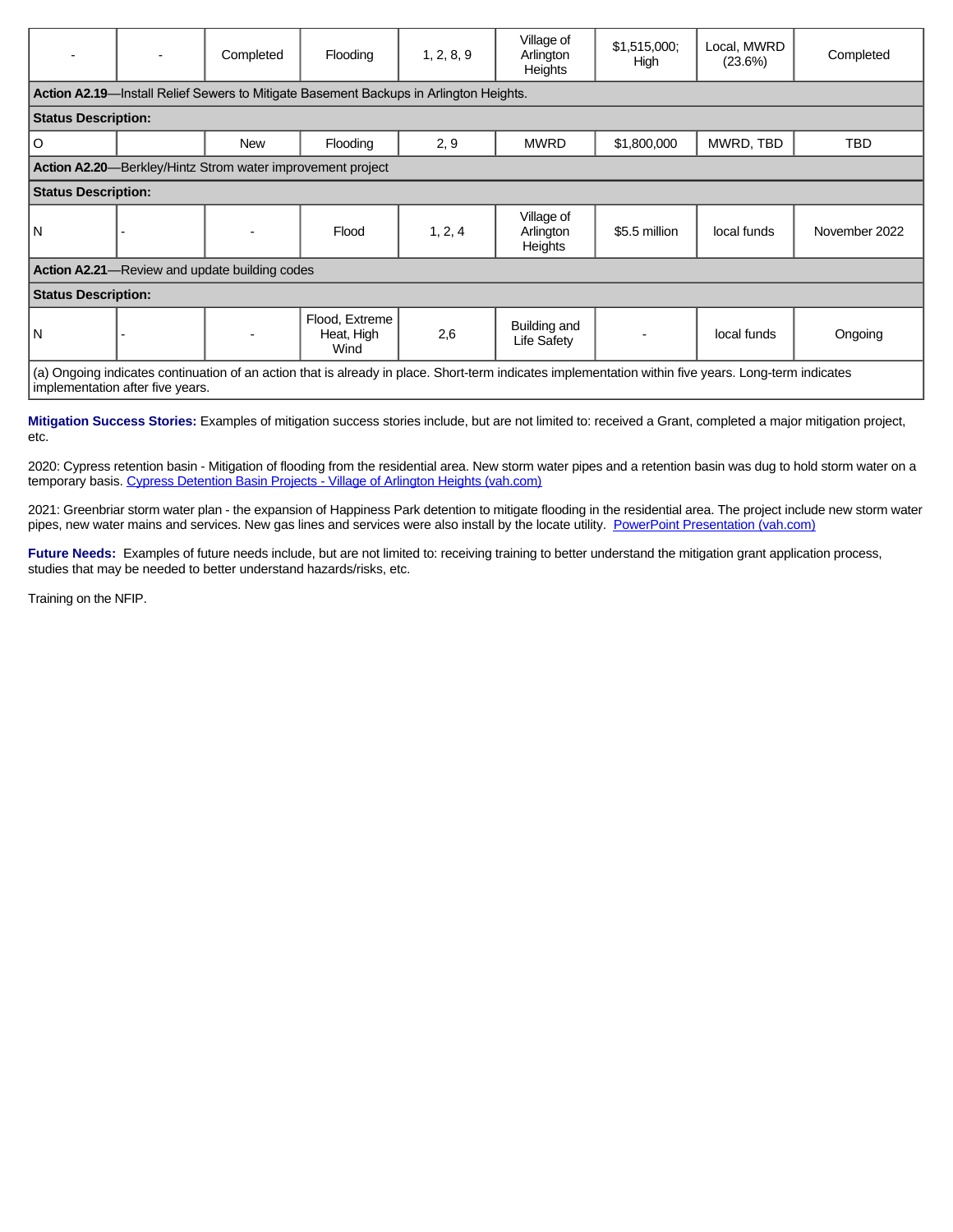| - | - | Completed | Flooding | 1, 2, 8, 9 | Village of Arlington Heights | $1,515,000; High | Local, MWRD (23.6%) | Completed |
|---|---|---|---|---|---|---|---|---|
| **Action A2.19**—Install Relief Sewers to Mitigate Basement Backups in Arlington Heights. | | | | | | | | |
| **Status Description:** | | | | | | | | |
| O | | New | Flooding | 2, 9 | MWRD | $1,800,000 | MWRD, TBD | TBD |
| **Action A2.20**—Berkley/Hintz Strom water improvement project | | | | | | | | |
| **Status Description:** | | | | | | | | |
| N | - | - | Flood | 1, 2, 4 | Village of Arlington Heights | $5.5 million | local funds | November 2022 |
| **Action A2.21**—Review and update building codes | | | | | | | | |
| **Status Description:** | | | | | | | | |
| N | - | - | Flood, Extreme Heat, High Wind | 2,6 | Building and Life Safety | - | local funds | Ongoing |
| (a) Ongoing indicates continuation of an action that is already in place. Short-term indicates implementation within five years. Long-term indicates implementation after five years. | | | | | | | | |

**Mitigation Success Stories:** Examples of mitigation success stories include, but are not limited to: received a Grant, completed a major mitigation project, etc.

2020: Cypress retention basin - Mitigation of flooding from the residential area. New storm water pipes and a retention basin was dug to hold storm water on a temporary basis. [Cypress Detention Basin Projects - Village of Arlington Heights (vah.com)]

2021: Greenbriar storm water plan - the expansion of Happiness Park detention to mitigate flooding in the residential area. The project include new storm water pipes, new water mains and services. New gas lines and services were also install by the locate utility. [PowerPoint Presentation (vah.com)]

**Future Needs:** Examples of future needs include, but are not limited to: receiving training to better understand the mitigation grant application process, studies that may be needed to better understand hazards/risks, etc.

Training on the NFIP.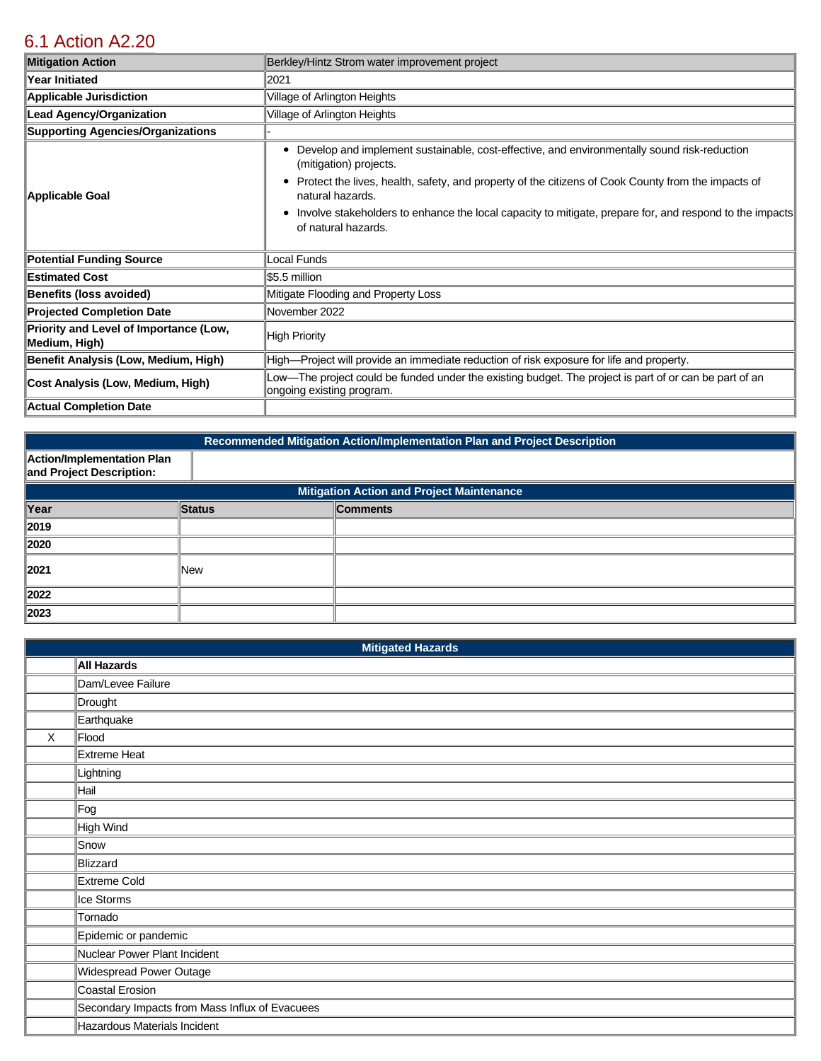## 6.1 Action A2.20

| Mitigation Action | Berkley/Hintz Strom water improvement project |
|---|---|
| Year Initiated | 2021 |
| Applicable Jurisdiction | Village of Arlington Heights |
| Lead Agency/Organization | Village of Arlington Heights |
| Supporting Agencies/Organizations | - |
| Applicable Goal | • Develop and implement sustainable, cost-effective, and environmentally sound risk-reduction (mitigation) projects.<br>• Protect the lives, health, safety, and property of the citizens of Cook County from the impacts of natural hazards.<br>• Involve stakeholders to enhance the local capacity to mitigate, prepare for, and respond to the impacts of natural hazards. |
| Potential Funding Source | Local Funds |
| Estimated Cost | $5.5 million |
| Benefits (loss avoided) | Mitigate Flooding and Property Loss |
| Projected Completion Date | November 2022 |
| Priority and Level of Importance (Low, Medium, High) | High Priority |
| Benefit Analysis (Low, Medium, High) | High—Project will provide an immediate reduction of risk exposure for life and property. |
| Cost Analysis (Low, Medium, High) | Low—The project could be funded under the existing budget. The project is part of or can be part of an ongoing existing program. |
| Actual Completion Date | |

| Recommended Mitigation Action/Implementation Plan and Project Description | |
|---|---|
| Action/Implementation Plan and Project Description: | |

| Mitigation Action and Project Maintenance | | |
|---|---|---|
| Year | Status | Comments |
| 2019 | | |
| 2020 | | |
| 2021 | New | |
| 2022 | | |
| 2023 | | |

| Mitigated Hazards | |
|---|---|
| | All Hazards |
| | Dam/Levee Failure |
| | Drought |
| | Earthquake |
| X | Flood |
| | Extreme Heat |
| | Lightning |
| | Hail |
| | Fog |
| | High Wind |
| | Snow |
| | Blizzard |
| | Extreme Cold |
| | Ice Storms |
| | Tornado |
| | Epidemic or pandemic |
| | Nuclear Power Plant Incident |
| | Widespread Power Outage |
| | Coastal Erosion |
| | Secondary Impacts from Mass Influx of Evacuees |
| | Hazardous Materials Incident |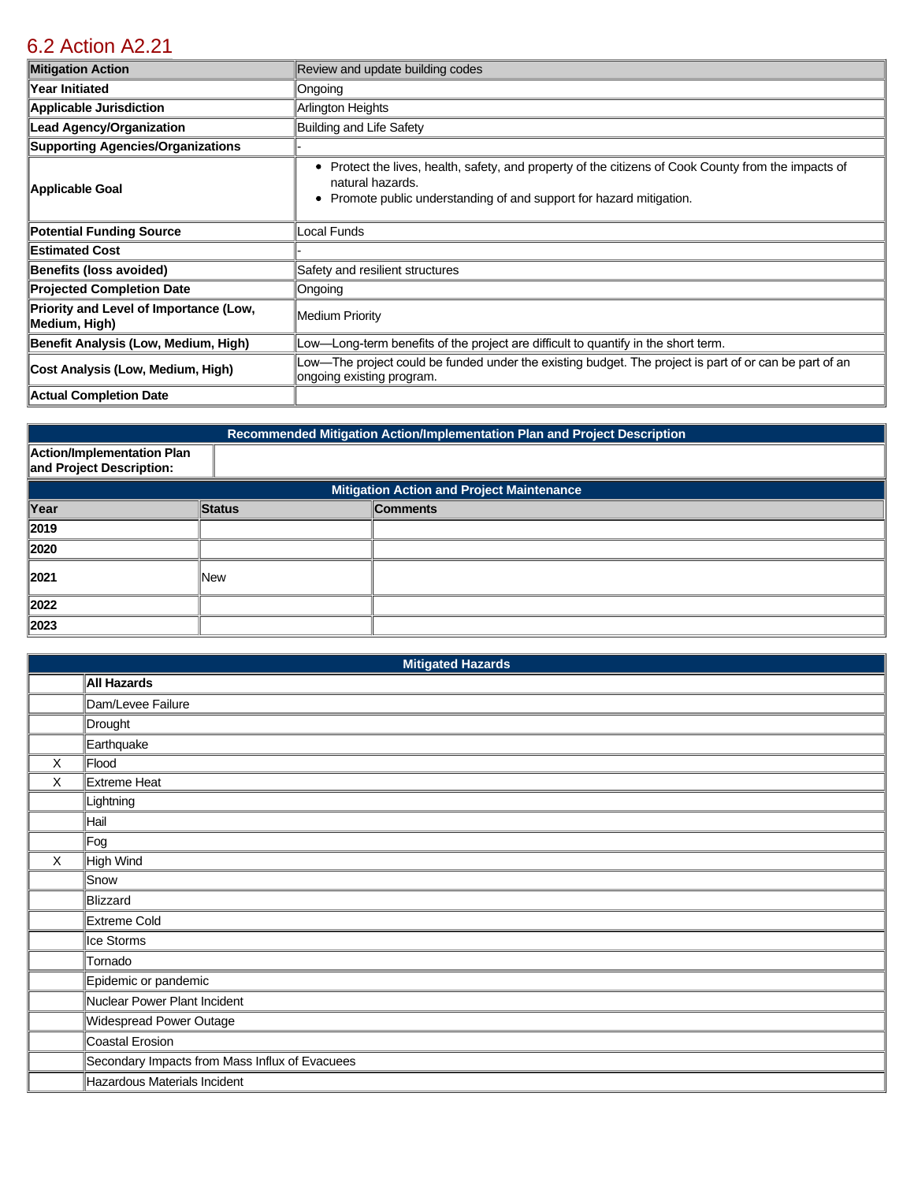## 6.2 Action A2.21

| | |
|---|---|
| **Mitigation Action** | Review and update building codes |
| **Year Initiated** | Ongoing |
| **Applicable Jurisdiction** | Arlington Heights |
| **Lead Agency/Organization** | Building and Life Safety |
| **Supporting Agencies/Organizations** | - |
| **Applicable Goal** | • Protect the lives, health, safety, and property of the citizens of Cook County from the impacts of natural hazards. • Promote public understanding of and support for hazard mitigation. |
| **Potential Funding Source** | Local Funds |
| **Estimated Cost** | - |
| **Benefits (loss avoided)** | Safety and resilient structures |
| **Projected Completion Date** | Ongoing |
| **Priority and Level of Importance (Low, Medium, High)** | Medium Priority |
| **Benefit Analysis (Low, Medium, High)** | Low—Long-term benefits of the project are difficult to quantify in the short term. |
| **Cost Analysis (Low, Medium, High)** | Low—The project could be funded under the existing budget. The project is part of or can be part of an ongoing existing program. |
| **Actual Completion Date** | |

| Recommended Mitigation Action/Implementation Plan and Project Description | |
|---|---|
| **Action/Implementation Plan and Project Description:** | |

| Mitigation Action and Project Maintenance | | |
|---|---|---|
| **Year** | **Status** | **Comments** |
| **2019** | | |
| **2020** | | |
| **2021** | New | |
| **2022** | | |
| **2023** | | |

| Mitigated Hazards | |
|---|---|
| | **All Hazards** |
| | Dam/Levee Failure |
| | Drought |
| | Earthquake |
| X | Flood |
| X | Extreme Heat |
| | Lightning |
| | Hail |
| | Fog |
| X | High Wind |
| | Snow |
| | Blizzard |
| | Extreme Cold |
| | Ice Storms |
| | Tornado |
| | Epidemic or pandemic |
| | Nuclear Power Plant Incident |
| | Widespread Power Outage |
| | Coastal Erosion |
| | Secondary Impacts from Mass Influx of Evacuees |
| | Hazardous Materials Incident |